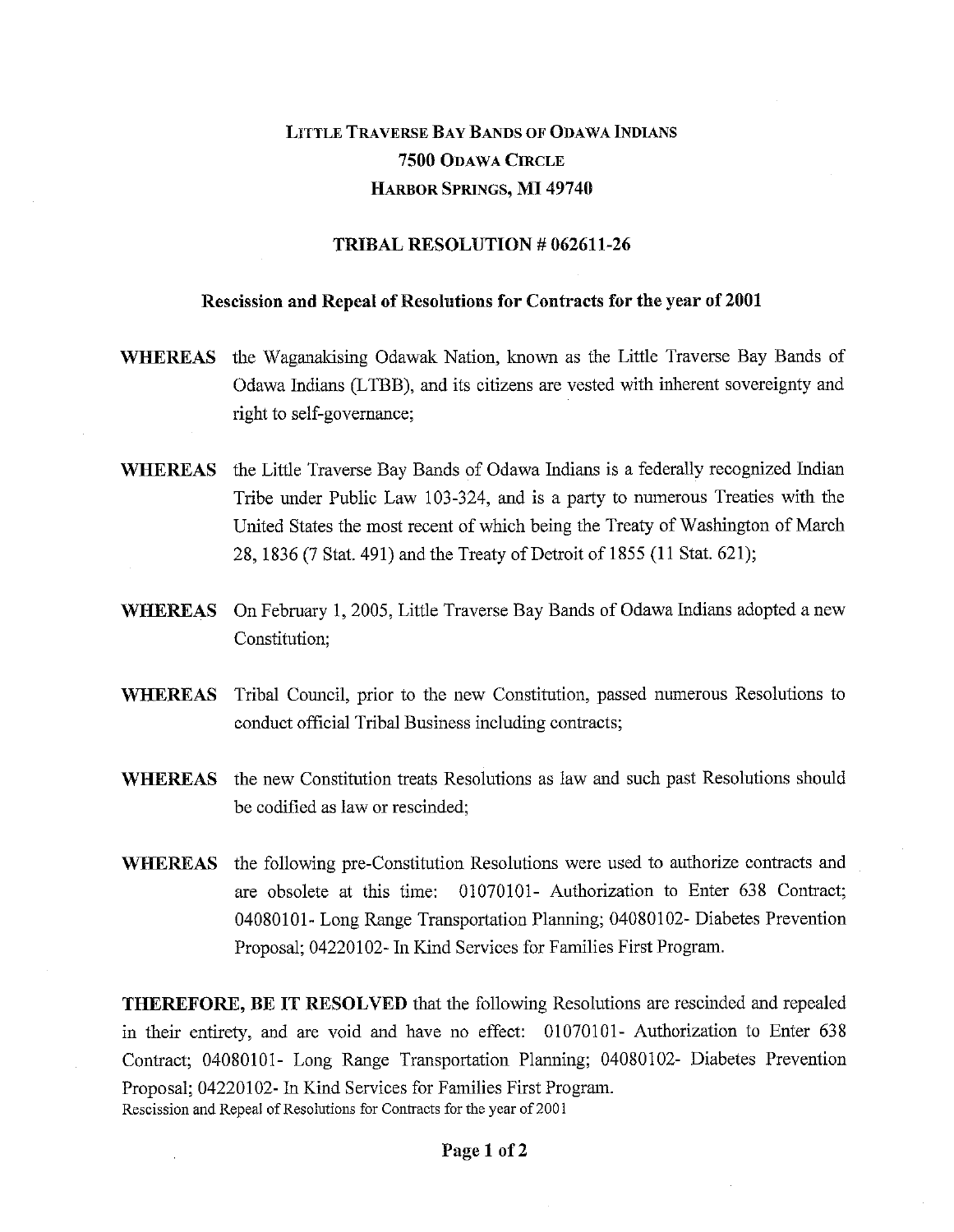# LITTLE TRAVERSE BAY BANDS OF ODAWA INDIANS
# 7500 ODAWA CIRCLE
# HARBOR SPRINGS, MI 49740

## TRIBAL RESOLUTION # 062611-26

### Rescission and Repeal of Resolutions for Contracts for the year of 2001

**WHEREAS** the Waganakising Odawak Nation, known as the Little Traverse Bay Bands of Odawa Indians (LTBB), and its citizens are vested with inherent sovereignty and right to self-governance;

**WHEREAS** the Little Traverse Bay Bands of Odawa Indians is a federally recognized Indian Tribe under Public Law 103-324, and is a party to numerous Treaties with the United States the most recent of which being the Treaty of Washington of March 28, 1836 (7 Stat. 491) and the Treaty of Detroit of 1855 (11 Stat. 621);

**WHEREAS** On February 1, 2005, Little Traverse Bay Bands of Odawa Indians adopted a new Constitution;

**WHEREAS** Tribal Council, prior to the new Constitution, passed numerous Resolutions to conduct official Tribal Business including contracts;

**WHEREAS** the new Constitution treats Resolutions as law and such past Resolutions should be codified as law or rescinded;

**WHEREAS** the following pre-Constitution Resolutions were used to authorize contracts and are obsolete at this time: 01070101- Authorization to Enter 638 Contract; 04080101- Long Range Transportation Planning; 04080102- Diabetes Prevention Proposal; 04220102- In Kind Services for Families First Program.

**THEREFORE, BE IT RESOLVED** that the following Resolutions are rescinded and repealed in their entirety, and are void and have no effect: 01070101- Authorization to Enter 638 Contract; 04080101- Long Range Transportation Planning; 04080102- Diabetes Prevention Proposal; 04220102- In Kind Services for Families First Program.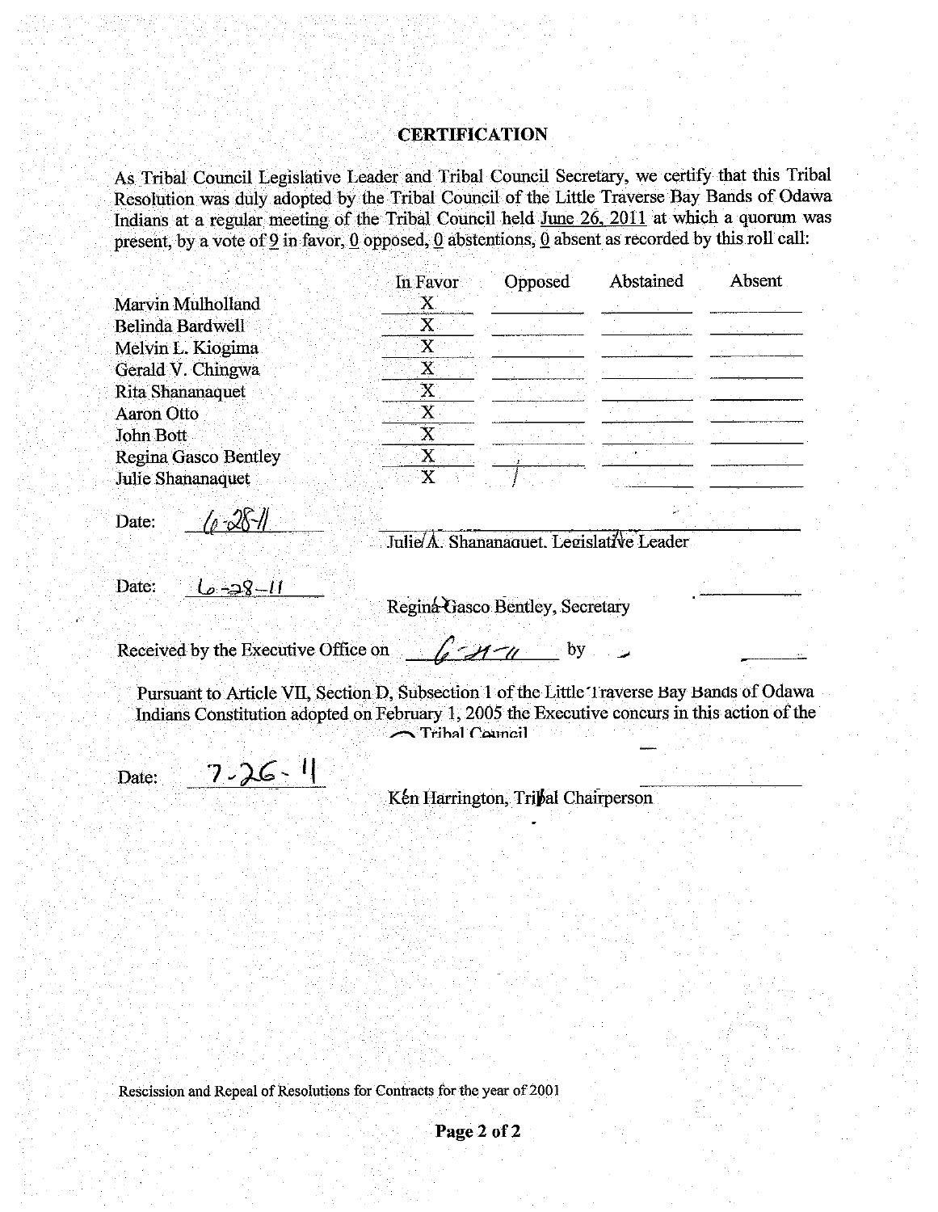## CERTIFICATION

As Tribal Council Legislative Leader and Tribal Council Secretary, we certify that this Tribal Resolution was duly adopted by the Tribal Council of the Little Traverse Bay Bands of Odawa Indians at a regular meeting of the Tribal Council held June 26, 2011 at which a quorum was present, by a vote of 9 in favor, 0 opposed, 0 abstentions, 0 absent as recorded by this roll call:

| | In Favor | Opposed | Abstained | Absent |
|---|---|---|---|---|
| Marvin Mulholland | X | | | |
| Belinda Bardwell | X | | | |
| Melvin L. Kiogima | X | | | |
| Gerald V. Chingwa | X | | | |
| Rita Shananaquet | X | | | |
| Aaron Otto | X | | | |
| John Bott | X | | | |
| Regina Gasco Bentley | X | | | |
| Julie Shananaquet | X | | | |

Date: 6-28-11

Julie A. Shananaquet, Legislative Leader

Date: 6-28-11

Regina Gasco Bentley, Secretary

Received by the Executive Office on 6-28-11 by

Pursuant to Article VII, Section D, Subsection 1 of the Little Traverse Bay Bands of Odawa Indians Constitution adopted on February 1, 2005 the Executive concurs in this action of the Tribal Council

Date: 7-26-11

Ken Harrington, Tribal Chairperson

Rescission and Repeal of Resolutions for Contracts for the year of 2001